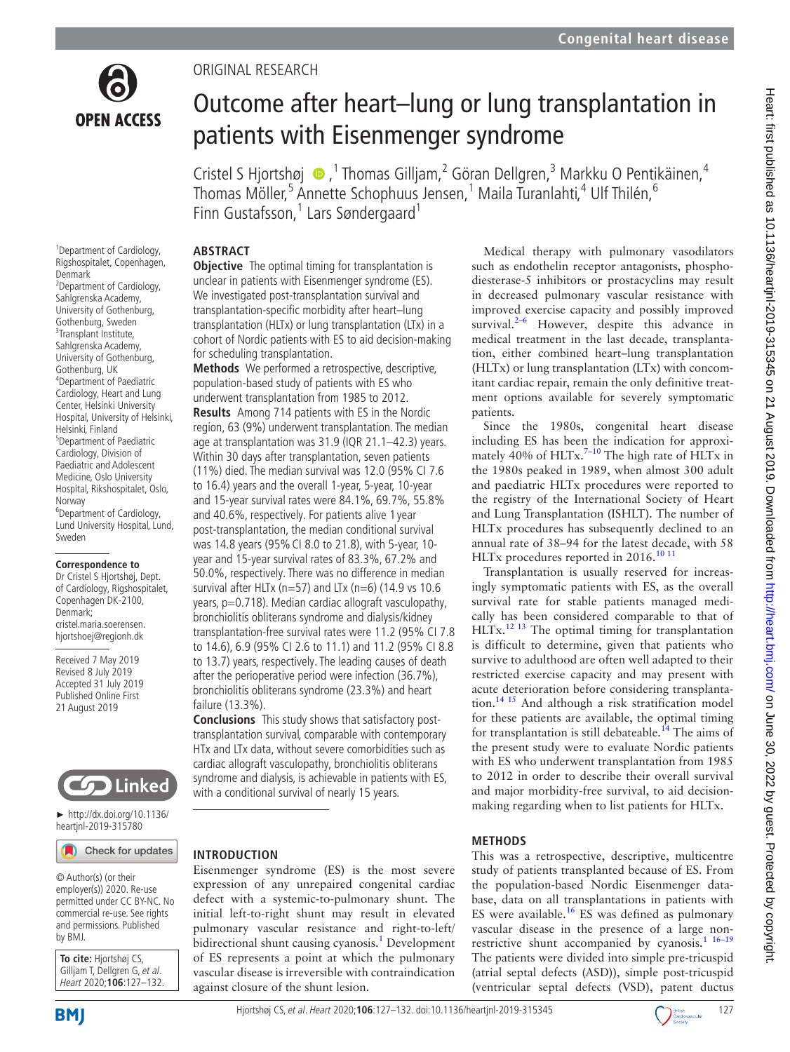ORIGINAL RESEARCH

# Outcome after heart–lung or lung transplantation in patients with Eisenmenger syndrome

Cristel S Hjortshøj,[1] Thomas Gilljam,[2] Göran Dellgren,[3] Markku O Pentikäinen,[4] Thomas Möller,[5] Annette Schophuus Jensen,[1] Maila Turanlahti,[4] Ulf Thilén,[6] Finn Gustafsson,[1] Lars Søndergaard[1]

[1]Department of Cardiology, Rigshospitalet, Copenhagen, Denmark
[2]Department of Cardiology, Sahlgrenska Academy, University of Gothenburg, Gothenburg, Sweden
[3]Transplant Institute, Sahlgrenska Academy, University of Gothenburg, Gothenburg, UK
[4]Department of Paediatric Cardiology, Heart and Lung Center, Helsinki University Hospital, University of Helsinki, Helsinki, Finland
[5]Department of Paediatric Cardiology, Division of Paediatric and Adolescent Medicine, Oslo University Hospital, Rikshospitalet, Oslo, Norway
[6]Department of Cardiology, Lund University Hospital, Lund, Sweden

**Correspondence to**
Dr Cristel S Hjortshøj, Dept. of Cardiology, Rigshospitalet, Copenhagen DK-2100, Denmark; cristel.maria.soerensen.hjortshoej@regionh.dk

Received 7 May 2019
Revised 8 July 2019
Accepted 31 July 2019
Published Online First 21 August 2019

► http://dx.doi.org/10.1136/heartjnl-2019-315780

© Author(s) (or their employer(s)) 2020. Re-use permitted under CC BY-NC. No commercial re-use. See rights and permissions. Published by BMJ.

**To cite:** Hjortshøj CS, Gilljam T, Dellgren G, *et al*. *Heart* 2020;**106**:127–132.

## ABSTRACT

**Objective** The optimal timing for transplantation is unclear in patients with Eisenmenger syndrome (ES). We investigated post-transplantation survival and transplantation-specific morbidity after heart–lung transplantation (HLTx) or lung transplantation (LTx) in a cohort of Nordic patients with ES to aid decision-making for scheduling transplantation.

**Methods** We performed a retrospective, descriptive, population-based study of patients with ES who underwent transplantation from 1985 to 2012.

**Results** Among 714 patients with ES in the Nordic region, 63 (9%) underwent transplantation. The median age at transplantation was 31.9 (IQR 21.1–42.3) years. Within 30 days after transplantation, seven patients (11%) died. The median survival was 12.0 (95% CI 7.6 to 16.4) years and the overall 1-year, 5-year, 10-year and 15-year survival rates were 84.1%, 69.7%, 55.8% and 40.6%, respectively. For patients alive 1 year post-transplantation, the median conditional survival was 14.8 years (95% CI 8.0 to 21.8), with 5-year, 10-year and 15-year survival rates of 83.3%, 67.2% and 50.0%, respectively. There was no difference in median survival after HLTx (n=57) and LTx (n=6) (14.9 vs 10.6 years, p=0.718). Median cardiac allograft vasculopathy, bronchiolitis obliterans syndrome and dialysis/kidney transplantation-free survival rates were 11.2 (95% CI 7.8 to 14.6), 6.9 (95% CI 2.6 to 11.1) and 11.2 (95% CI 8.8 to 13.7) years, respectively. The leading causes of death after the perioperative period were infection (36.7%), bronchiolitis obliterans syndrome (23.3%) and heart failure (13.3%).

**Conclusions** This study shows that satisfactory post-transplantation survival, comparable with contemporary HTx and LTx data, without severe comorbidities such as cardiac allograft vasculopathy, bronchiolitis obliterans syndrome and dialysis, is achievable in patients with ES, with a conditional survival of nearly 15 years.

## INTRODUCTION

Eisenmenger syndrome (ES) is the most severe expression of any unrepaired congenital cardiac defect with a systemic-to-pulmonary shunt. The initial left-to-right shunt may result in elevated pulmonary vascular resistance and right-to-left/bidirectional shunt causing cyanosis.[1] Development of ES represents a point at which the pulmonary vascular disease is irreversible with contraindication against closure of the shunt lesion.

Medical therapy with pulmonary vasodilators such as endothelin receptor antagonists, phosphodiesterase-5 inhibitors or prostacyclins may result in decreased pulmonary vascular resistance with improved exercise capacity and possibly improved survival.[2–6] However, despite this advance in medical treatment in the last decade, transplantation, either combined heart–lung transplantation (HLTx) or lung transplantation (LTx) with concomitant cardiac repair, remain the only definitive treatment options available for severely symptomatic patients.

Since the 1980s, congenital heart disease including ES has been the indication for approximately 40% of HLTx.[7–10] The high rate of HLTx in the 1980s peaked in 1989, when almost 300 adult and paediatric HLTx procedures were reported to the registry of the International Society of Heart and Lung Transplantation (ISHLT). The number of HLTx procedures has subsequently declined to an annual rate of 38–94 for the latest decade, with 58 HLTx procedures reported in 2016.[10 11]

Transplantation is usually reserved for increasingly symptomatic patients with ES, as the overall survival rate for stable patients managed medically has been considered comparable to that of HLTx.[12 13] The optimal timing for transplantation is difficult to determine, given that patients who survive to adulthood are often well adapted to their restricted exercise capacity and may present with acute deterioration before considering transplantation.[14 15] And although a risk stratification model for these patients are available, the optimal timing for transplantation is still debateable.[14] The aims of the present study were to evaluate Nordic patients with ES who underwent transplantation from 1985 to 2012 in order to describe their overall survival and major morbidity-free survival, to aid decision-making regarding when to list patients for HLTx.

## METHODS

This was a retrospective, descriptive, multicentre study of patients transplanted because of ES. From the population-based Nordic Eisenmenger database, data on all transplantations in patients with ES were available.[16] ES was defined as pulmonary vascular disease in the presence of a large non-restrictive shunt accompanied by cyanosis.[1 16–19] The patients were divided into simple pre-tricuspid (atrial septal defects (ASD)), simple post-tricuspid (ventricular septal defects (VSD), patent ductus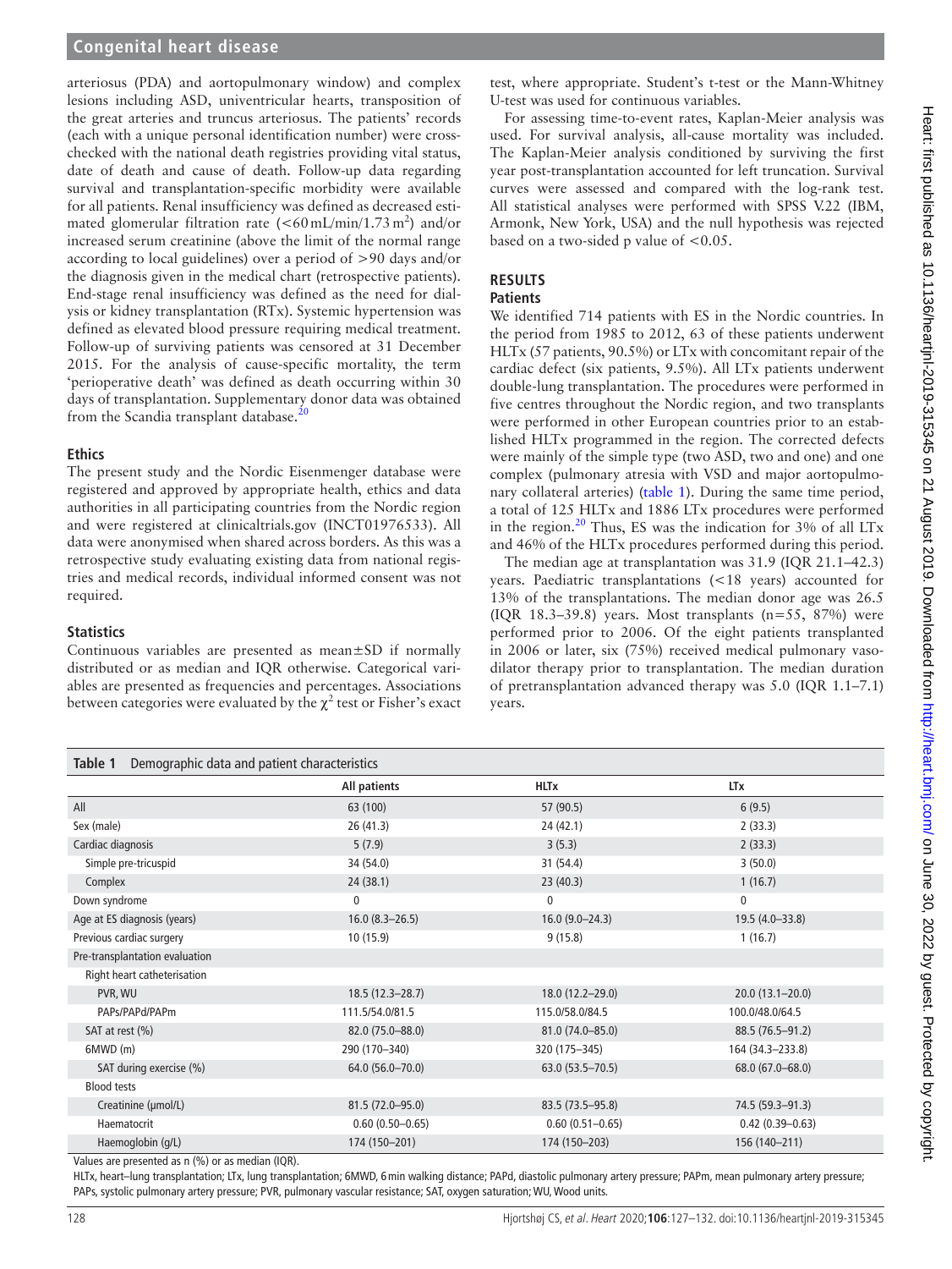arteriosus (PDA) and aortopulmonary window) and complex lesions including ASD, univentricular hearts, transposition of the great arteries and truncus arteriosus. The patients' records (each with a unique personal identification number) were cross-checked with the national death registries providing vital status, date of death and cause of death. Follow-up data regarding survival and transplantation-specific morbidity were available for all patients. Renal insufficiency was defined as decreased estimated glomerular filtration rate ($<60\,mL/min/1.73\,m^2$) and/or increased serum creatinine (above the limit of the normal range according to local guidelines) over a period of >90 days and/or the diagnosis given in the medical chart (retrospective patients). End-stage renal insufficiency was defined as the need for dialysis or kidney transplantation (RTx). Systemic hypertension was defined as elevated blood pressure requiring medical treatment. Follow-up of surviving patients was censored at 31 December 2015. For the analysis of cause-specific mortality, the term 'perioperative death' was defined as death occurring within 30 days of transplantation. Supplementary donor data was obtained from the Scandia transplant database.[20]

### Ethics

The present study and the Nordic Eisenmenger database were registered and approved by appropriate health, ethics and data authorities in all participating countries from the Nordic region and were registered at clinicaltrials.gov (INCT01976533). All data were anonymised when shared across borders. As this was a retrospective study evaluating existing data from national registries and medical records, individual informed consent was not required.

### Statistics

Continuous variables are presented as mean±SD if normally distributed or as median and IQR otherwise. Categorical variables are presented as frequencies and percentages. Associations between categories were evaluated by the $\chi^2$ test or Fisher's exact test, where appropriate. Student's t-test or the Mann-Whitney U-test was used for continuous variables.

For assessing time-to-event rates, Kaplan-Meier analysis was used. For survival analysis, all-cause mortality was included. The Kaplan-Meier analysis conditioned by surviving the first year post-transplantation accounted for left truncation. Survival curves were assessed and compared with the log-rank test. All statistical analyses were performed with SPSS V.22 (IBM, Armonk, New York, USA) and the null hypothesis was rejected based on a two-sided p value of <0.05.

## RESULTS

### Patients

We identified 714 patients with ES in the Nordic countries. In the period from 1985 to 2012, 63 of these patients underwent HLTx (57 patients, 90.5%) or LTx with concomitant repair of the cardiac defect (six patients, 9.5%). All LTx patients underwent double-lung transplantation. The procedures were performed in five centres throughout the Nordic region, and two transplants were performed in other European countries prior to an established HLTx programmed in the region. The corrected defects were mainly of the simple type (two ASD, two and one) and one complex (pulmonary atresia with VSD and major aortopulmonary collateral arteries) (table 1). During the same time period, a total of 125 HLTx and 1886 LTx procedures were performed in the region.[20] Thus, ES was the indication for 3% of all LTx and 46% of the HLTx procedures performed during this period.

The median age at transplantation was 31.9 (IQR 21.1–42.3) years. Paediatric transplantations (<18 years) accounted for 13% of the transplantations. The median donor age was 26.5 (IQR 18.3–39.8) years. Most transplants (n=55, 87%) were performed prior to 2006. Of the eight patients transplanted in 2006 or later, six (75%) received medical pulmonary vasodilator therapy prior to transplantation. The median duration of pretransplantation advanced therapy was 5.0 (IQR 1.1–7.1) years.

**Table 1** Demographic data and patient characteristics

| | All patients | HLTx | LTx |
|---|---|---|---|
| All | 63 (100) | 57 (90.5) | 6 (9.5) |
| Sex (male) | 26 (41.3) | 24 (42.1) | 2 (33.3) |
| Cardiac diagnosis | 5 (7.9) | 3 (5.3) | 2 (33.3) |
| Simple pre-tricuspid | 34 (54.0) | 31 (54.4) | 3 (50.0) |
| Complex | 24 (38.1) | 23 (40.3) | 1 (16.7) |
| Down syndrome | 0 | 0 | 0 |
| Age at ES diagnosis (years) | 16.0 (8.3–26.5) | 16.0 (9.0–24.3) | 19.5 (4.0–33.8) |
| Previous cardiac surgery | 10 (15.9) | 9 (15.8) | 1 (16.7) |
| Pre-transplantation evaluation | | | |
| Right heart catheterisation | | | |
| PVR, WU | 18.5 (12.3–28.7) | 18.0 (12.2–29.0) | 20.0 (13.1–20.0) |
| PAPs/PAPd/PAPm | 111.5/54.0/81.5 | 115.0/58.0/84.5 | 100.0/48.0/64.5 |
| SAT at rest (%) | 82.0 (75.0–88.0) | 81.0 (74.0–85.0) | 88.5 (76.5–91.2) |
| 6MWD (m) | 290 (170–340) | 320 (175–345) | 164 (34.3–233.8) |
| SAT during exercise (%) | 64.0 (56.0–70.0) | 63.0 (53.5–70.5) | 68.0 (67.0–68.0) |
| Blood tests | | | |
| Creatinine (µmol/L) | 81.5 (72.0–95.0) | 83.5 (73.5–95.8) | 74.5 (59.3–91.3) |
| Haematocrit | 0.60 (0.50–0.65) | 0.60 (0.51–0.65) | 0.42 (0.39–0.63) |
| Haemoglobin (g/L) | 174 (150–201) | 174 (150–203) | 156 (140–211) |

Values are presented as n (%) or as median (IQR).

HLTx, heart–lung transplantation; LTx, lung transplantation; 6MWD, 6 min walking distance; PAPd, diastolic pulmonary artery pressure; PAPm, mean pulmonary artery pressure; PAPs, systolic pulmonary artery pressure; PVR, pulmonary vascular resistance; SAT, oxygen saturation; WU, Wood units.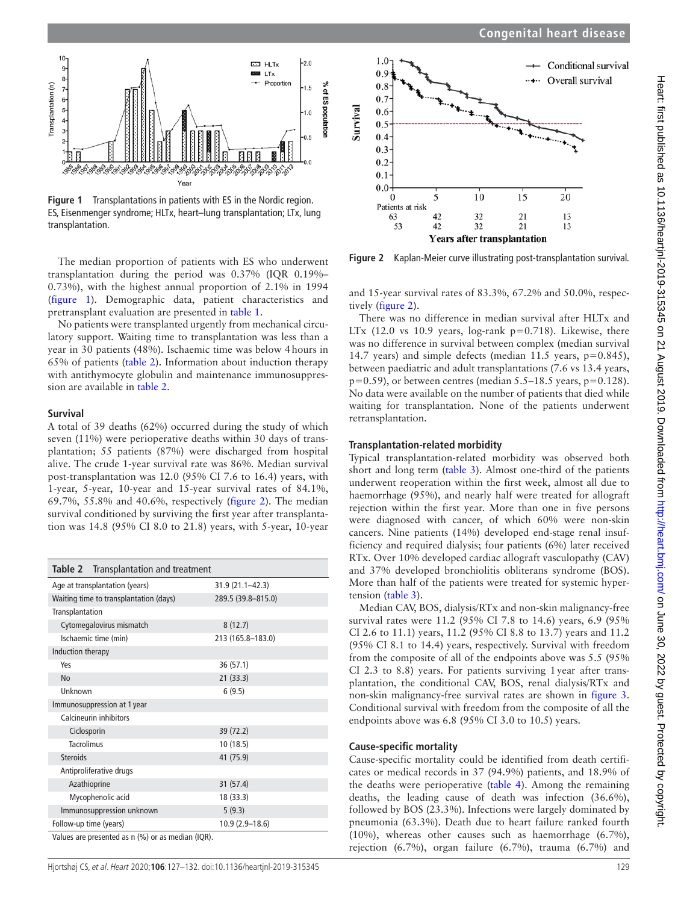Figure 1 Transplantations in patients with ES in the Nordic region. ES, Eisenmenger syndrome; HLTx, heart–lung transplantation; LTx, lung transplantation.

The median proportion of patients with ES who underwent transplantation during the period was 0.37% (IQR 0.19%–0.73%), with the highest annual proportion of 2.1% in 1994 (figure 1). Demographic data, patient characteristics and pretransplant evaluation are presented in table 1.

No patients were transplanted urgently from mechanical circulatory support. Waiting time to transplantation was less than a year in 30 patients (48%). Ischaemic time was below 4 hours in 65% of patients (table 2). Information about induction therapy with antithymocyte globulin and maintenance immunosuppression are available in table 2.

### Survival

A total of 39 deaths (62%) occurred during the study of which seven (11%) were perioperative deaths within 30 days of transplantation; 55 patients (87%) were discharged from hospital alive. The crude 1-year survival rate was 86%. Median survival post-transplantation was 12.0 (95% CI 7.6 to 16.4) years, with 1-year, 5-year, 10-year and 15-year survival rates of 84.1%, 69.7%, 55.8% and 40.6%, respectively (figure 2). The median survival conditioned by surviving the first year after transplantation was 14.8 (95% CI 8.0 to 21.8) years, with 5-year, 10-year and 15-year survival rates of 83.3%, 67.2% and 50.0%, respectively (figure 2).

**Table 2** Transplantation and treatment

| | |
|---|---|
| Age at transplantation (years) | 31.9 (21.1–42.3) |
| Waiting time to transplantation (days) | 289.5 (39.8–815.0) |
| Transplantation | |
| Cytomegalovirus mismatch | 8 (12.7) |
| Ischaemic time (min) | 213 (165.8–183.0) |
| Induction therapy | |
| Yes | 36 (57.1) |
| No | 21 (33.3) |
| Unknown | 6 (9.5) |
| Immunosuppression at 1 year | |
| Calcineurin inhibitors | |
| Ciclosporin | 39 (72.2) |
| Tacrolimus | 10 (18.5) |
| Steroids | 41 (75.9) |
| Antiproliferative drugs | |
| Azathioprine | 31 (57.4) |
| Mycophenolic acid | 18 (33.3) |
| Immunosuppression unknown | 5 (9.3) |
| Follow-up time (years) | 10.9 (2.9–18.6) |

Values are presented as n (%) or as median (IQR).

Figure 2 Kaplan-Meier curve illustrating post-transplantation survival.

There was no difference in median survival after HLTx and LTx (12.0 vs 10.9 years, log-rank p=0.718). Likewise, there was no difference in survival between complex (median survival 14.7 years) and simple defects (median 11.5 years, p=0.845), between paediatric and adult transplantations (7.6 vs 13.4 years, p=0.59), or between centres (median 5.5–18.5 years, p=0.128). No data were available on the number of patients that died while waiting for transplantation. None of the patients underwent retransplantation.

### Transplantation-related morbidity

Typical transplantation-related morbidity was observed both short and long term (table 3). Almost one-third of the patients underwent reoperation within the first week, almost all due to haemorrhage (95%), and nearly half were treated for allograft rejection within the first year. More than one in five persons were diagnosed with cancer, of which 60% were non-skin cancers. Nine patients (14%) developed end-stage renal insufficiency and required dialysis; four patients (6%) later received RTx. Over 10% developed cardiac allograft vasculopathy (CAV) and 37% developed bronchiolitis obliterans syndrome (BOS). More than half of the patients were treated for systemic hypertension (table 3).

Median CAV, BOS, dialysis/RTx and non-skin malignancy-free survival rates were 11.2 (95% CI 7.8 to 14.6) years, 6.9 (95% CI 2.6 to 11.1) years, 11.2 (95% CI 8.8 to 13.7) years and 11.2 (95% CI 8.1 to 14.4) years, respectively. Survival with freedom from the composite of all of the endpoints above was 5.5 (95% CI 2.3 to 8.8) years. For patients surviving 1 year after transplantation, the conditional CAV, BOS, renal dialysis/RTx and non-skin malignancy-free survival rates are shown in figure 3. Conditional survival with freedom from the composite of all the endpoints above was 6.8 (95% CI 3.0 to 10.5) years.

### Cause-specific mortality

Cause-specific mortality could be identified from death certificates or medical records in 37 (94.9%) patients, and 18.9% of the deaths were perioperative (table 4). Among the remaining deaths, the leading cause of death was infection (36.6%), followed by BOS (23.3%). Infections were largely dominated by pneumonia (63.3%). Death due to heart failure ranked fourth (10%), whereas other causes such as haemorrhage (6.7%), rejection (6.7%), organ failure (6.7%), trauma (6.7%) and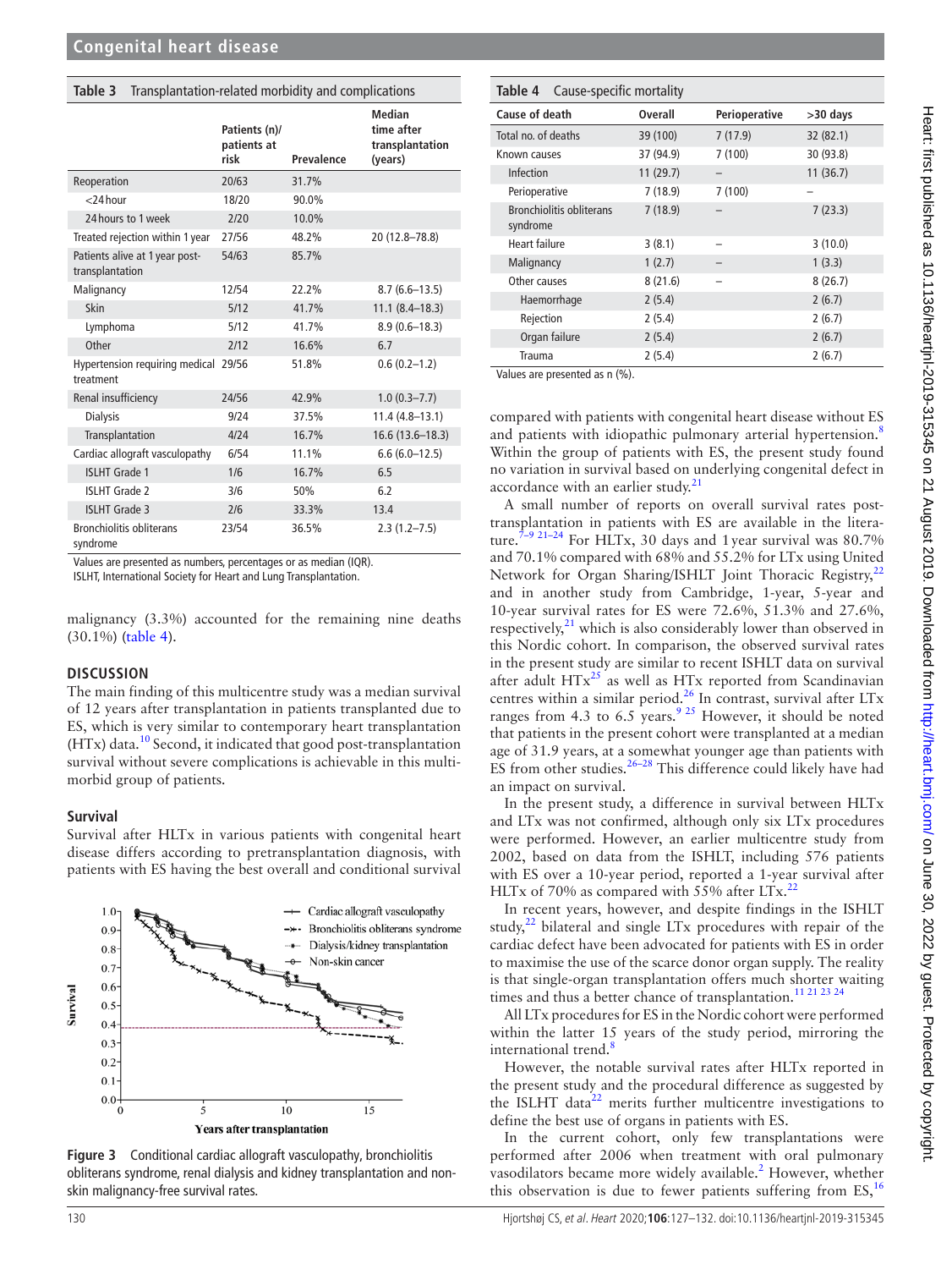**Table 3** Transplantation-related morbidity and complications

| | Patients (n)/ patients at risk | Prevalence | Median time after transplantation (years) |
|---|---|---|---|
| Reoperation | 20/63 | 31.7% | |
| <24 hour | 18/20 | 90.0% | |
| 24 hours to 1 week | 2/20 | 10.0% | |
| Treated rejection within 1 year | 27/56 | 48.2% | 20 (12.8–78.8) |
| Patients alive at 1 year post-transplantation | 54/63 | 85.7% | |
| Malignancy | 12/54 | 22.2% | 8.7 (6.6–13.5) |
| Skin | 5/12 | 41.7% | 11.1 (8.4–18.3) |
| Lymphoma | 5/12 | 41.7% | 8.9 (0.6–18.3) |
| Other | 2/12 | 16.6% | 6.7 |
| Hypertension requiring medical treatment | 29/56 | 51.8% | 0.6 (0.2–1.2) |
| Renal insufficiency | 24/56 | 42.9% | 1.0 (0.3–7.7) |
| Dialysis | 9/24 | 37.5% | 11.4 (4.8–13.1) |
| Transplantation | 4/24 | 16.7% | 16.6 (13.6–18.3) |
| Cardiac allograft vasculopathy | 6/54 | 11.1% | 6.6 (6.0–12.5) |
| ISLHT Grade 1 | 1/6 | 16.7% | 6.5 |
| ISLHT Grade 2 | 3/6 | 50% | 6.2 |
| ISLHT Grade 3 | 2/6 | 33.3% | 13.4 |
| Bronchiolitis obliterans syndrome | 23/54 | 36.5% | 2.3 (1.2–7.5) |

Values are presented as numbers, percentages or as median (IQR).
ISLHT, International Society for Heart and Lung Transplantation.

**Table 4** Cause-specific mortality

| Cause of death | Overall | Perioperative | >30 days |
|---|---|---|---|
| Total no. of deaths | 39 (100) | 7 (17.9) | 32 (82.1) |
| Known causes | 37 (94.9) | 7 (100) | 30 (93.8) |
| Infection | 11 (29.7) | – | 11 (36.7) |
| Perioperative | 7 (18.9) | 7 (100) | – |
| Bronchiolitis obliterans syndrome | 7 (18.9) | – | 7 (23.3) |
| Heart failure | 3 (8.1) | – | 3 (10.0) |
| Malignancy | 1 (2.7) | – | 1 (3.3) |
| Other causes | 8 (21.6) | – | 8 (26.7) |
| Haemorrhage | 2 (5.4) | | 2 (6.7) |
| Rejection | 2 (5.4) | | 2 (6.7) |
| Organ failure | 2 (5.4) | | 2 (6.7) |
| Trauma | 2 (5.4) | | 2 (6.7) |

Values are presented as n (%).

malignancy (3.3%) accounted for the remaining nine deaths (30.1%) (table 4).

## DISCUSSION

The main finding of this multicentre study was a median survival of 12 years after transplantation in patients transplanted due to ES, which is very similar to contemporary heart transplantation (HTx) data.[10] Second, it indicated that good post-transplantation survival without severe complications is achievable in this multimorbid group of patients.

### Survival

Survival after HLTx in various patients with congenital heart disease differs according to pretransplantation diagnosis, with patients with ES having the best overall and conditional survival compared with patients with congenital heart disease without ES and patients with idiopathic pulmonary arterial hypertension.[8] Within the group of patients with ES, the present study found no variation in survival based on underlying congenital defect in accordance with an earlier study.[21]

A small number of reports on overall survival rates post-transplantation in patients with ES are available in the literature.[7–9 21–24] For HLTx, 30 days and 1 year survival was 80.7% and 70.1% compared with 68% and 55.2% for LTx using United Network for Organ Sharing/ISHLT Joint Thoracic Registry,[22] and in another study from Cambridge, 1-year, 5-year and 10-year survival rates for ES were 72.6%, 51.3% and 27.6%, respectively,[21] which is also considerably lower than observed in this Nordic cohort. In comparison, the observed survival rates in the present study are similar to recent ISHLT data on survival after adult HTx[25] as well as HTx reported from Scandinavian centres within a similar period.[26] In contrast, survival after LTx ranges from 4.3 to 6.5 years.[9 25] However, it should be noted that patients in the present cohort were transplanted at a median age of 31.9 years, at a somewhat younger age than patients with ES from other studies.[26–28] This difference could likely have had an impact on survival.

In the present study, a difference in survival between HLTx and LTx was not confirmed, although only six LTx procedures were performed. However, an earlier multicentre study from 2002, based on data from the ISHLT, including 576 patients with ES over a 10-year period, reported a 1-year survival after HLTx of 70% as compared with 55% after LTx.[22]

In recent years, however, and despite findings in the ISHLT study,[22] bilateral and single LTx procedures with repair of the cardiac defect have been advocated for patients with ES in order to maximise the use of the scarce donor organ supply. The reality is that single-organ transplantation offers much shorter waiting times and thus a better chance of transplantation.[11 21 23 24]

All LTx procedures for ES in the Nordic cohort were performed within the latter 15 years of the study period, mirroring the international trend.[8]

However, the notable survival rates after HLTx reported in the present study and the procedural difference as suggested by the ISLHT data[22] merits further multicentre investigations to define the best use of organs in patients with ES.

In the current cohort, only few transplantations were performed after 2006 when treatment with oral pulmonary vasodilators became more widely available.[2] However, whether this observation is due to fewer patients suffering from ES,[16]

Figure 3 Conditional cardiac allograft vasculopathy, bronchiolitis obliterans syndrome, renal dialysis and kidney transplantation and non-skin malignancy-free survival rates.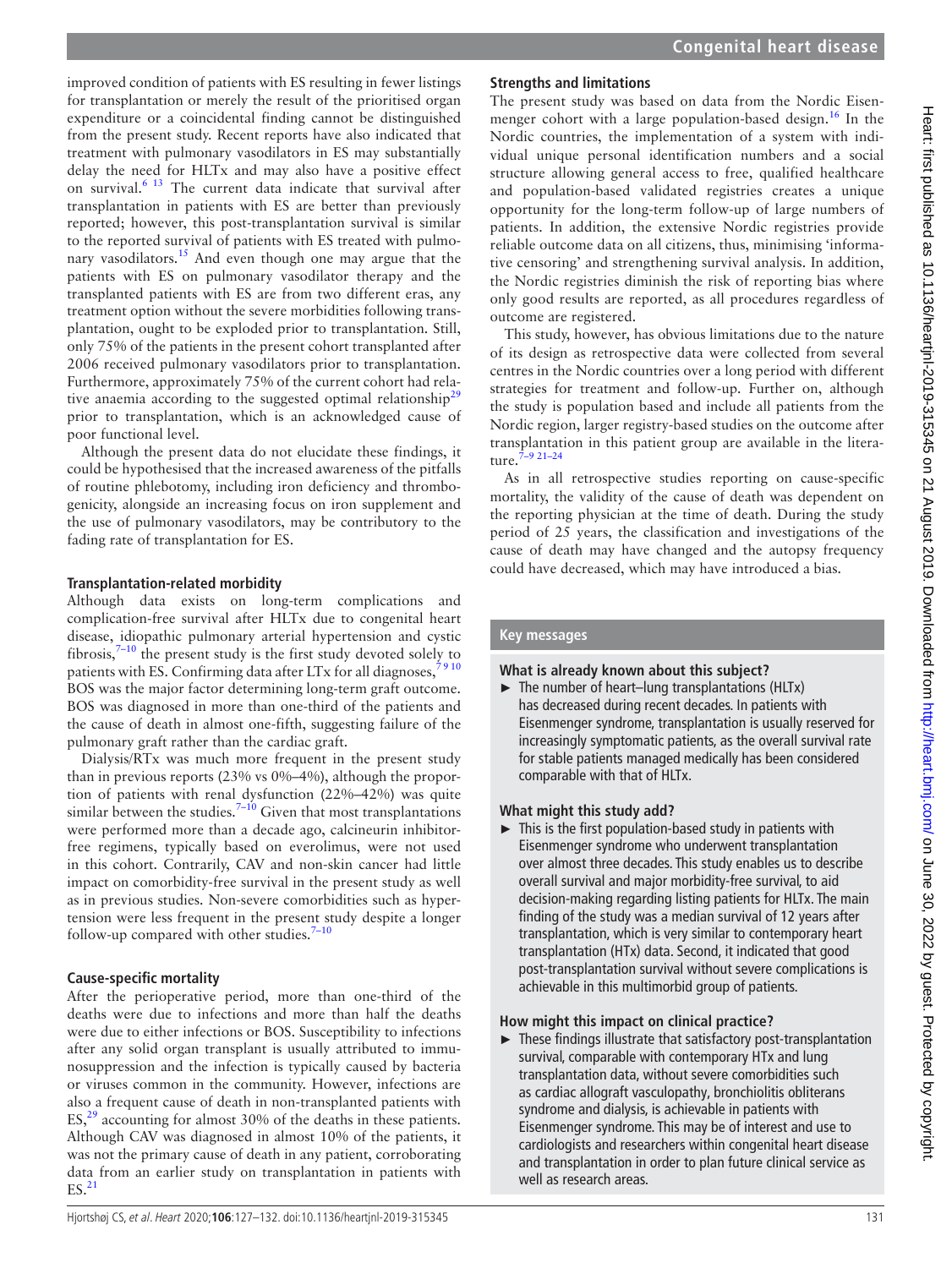improved condition of patients with ES resulting in fewer listings for transplantation or merely the result of the prioritised organ expenditure or a coincidental finding cannot be distinguished from the present study. Recent reports have also indicated that treatment with pulmonary vasodilators in ES may substantially delay the need for HLTx and may also have a positive effect on survival.[6 13] The current data indicate that survival after transplantation in patients with ES are better than previously reported; however, this post-transplantation survival is similar to the reported survival of patients with ES treated with pulmonary vasodilators.[15] And even though one may argue that the patients with ES on pulmonary vasodilator therapy and the transplanted patients with ES are from two different eras, any treatment option without the severe morbidities following transplantation, ought to be exploded prior to transplantation. Still, only 75% of the patients in the present cohort transplanted after 2006 received pulmonary vasodilators prior to transplantation. Furthermore, approximately 75% of the current cohort had relative anaemia according to the suggested optimal relationship[29] prior to transplantation, which is an acknowledged cause of poor functional level.

Although the present data do not elucidate these findings, it could be hypothesised that the increased awareness of the pitfalls of routine phlebotomy, including iron deficiency and thrombogenicity, alongside an increasing focus on iron supplement and the use of pulmonary vasodilators, may be contributory to the fading rate of transplantation for ES.

### Transplantation-related morbidity

Although data exists on long-term complications and complication-free survival after HLTx due to congenital heart disease, idiopathic pulmonary arterial hypertension and cystic fibrosis,[7–10] the present study is the first study devoted solely to patients with ES. Confirming data after LTx for all diagnoses,[7 9 10] BOS was the major factor determining long-term graft outcome. BOS was diagnosed in more than one-third of the patients and the cause of death in almost one-fifth, suggesting failure of the pulmonary graft rather than the cardiac graft.

Dialysis/RTx was much more frequent in the present study than in previous reports (23% vs 0%–4%), although the proportion of patients with renal dysfunction (22%–42%) was quite similar between the studies.[7–10] Given that most transplantations were performed more than a decade ago, calcineurin inhibitor-free regimens, typically based on everolimus, were not used in this cohort. Contrarily, CAV and non-skin cancer had little impact on comorbidity-free survival in the present study as well as in previous studies. Non-severe comorbidities such as hypertension were less frequent in the present study despite a longer follow-up compared with other studies.[7–10]

### Cause-specific mortality

After the perioperative period, more than one-third of the deaths were due to infections and more than half the deaths were due to either infections or BOS. Susceptibility to infections after any solid organ transplant is usually attributed to immunosuppression and the infection is typically caused by bacteria or viruses common in the community. However, infections are also a frequent cause of death in non-transplanted patients with ES,[29] accounting for almost 30% of the deaths in these patients. Although CAV was diagnosed in almost 10% of the patients, it was not the primary cause of death in any patient, corroborating data from an earlier study on transplantation in patients with ES.[21]

### Strengths and limitations

The present study was based on data from the Nordic Eisenmenger cohort with a large population-based design.[16] In the Nordic countries, the implementation of a system with individual unique personal identification numbers and a social structure allowing general access to free, qualified healthcare and population-based validated registries creates a unique opportunity for the long-term follow-up of large numbers of patients. In addition, the extensive Nordic registries provide reliable outcome data on all citizens, thus, minimising 'informative censoring' and strengthening survival analysis. In addition, the Nordic registries diminish the risk of reporting bias where only good results are reported, as all procedures regardless of outcome are registered.

This study, however, has obvious limitations due to the nature of its design as retrospective data were collected from several centres in the Nordic countries over a long period with different strategies for treatment and follow-up. Further on, although the study is population based and include all patients from the Nordic region, larger registry-based studies on the outcome after transplantation in this patient group are available in the literature.[7–9 21–24]

As in all retrospective studies reporting on cause-specific mortality, the validity of the cause of death was dependent on the reporting physician at the time of death. During the study period of 25 years, the classification and investigations of the cause of death may have changed and the autopsy frequency could have decreased, which may have introduced a bias.

### Key messages

**What is already known about this subject?**

- The number of heart–lung transplantations (HLTx) has decreased during recent decades. In patients with Eisenmenger syndrome, transplantation is usually reserved for increasingly symptomatic patients, as the overall survival rate for stable patients managed medically has been considered comparable with that of HLTx.

**What might this study add?**

- This is the first population-based study in patients with Eisenmenger syndrome who underwent transplantation over almost three decades. This study enables us to describe overall survival and major morbidity-free survival, to aid decision-making regarding listing patients for HLTx. The main finding of the study was a median survival of 12 years after transplantation, which is very similar to contemporary heart transplantation (HTx) data. Second, it indicated that good post-transplantation survival without severe complications is achievable in this multimorbid group of patients.

**How might this impact on clinical practice?**

- These findings illustrate that satisfactory post-transplantation survival, comparable with contemporary HTx and lung transplantation data, without severe comorbidities such as cardiac allograft vasculopathy, bronchiolitis obliterans syndrome and dialysis, is achievable in patients with Eisenmenger syndrome. This may be of interest and use to cardiologists and researchers within congenital heart disease and transplantation in order to plan future clinical service as well as research areas.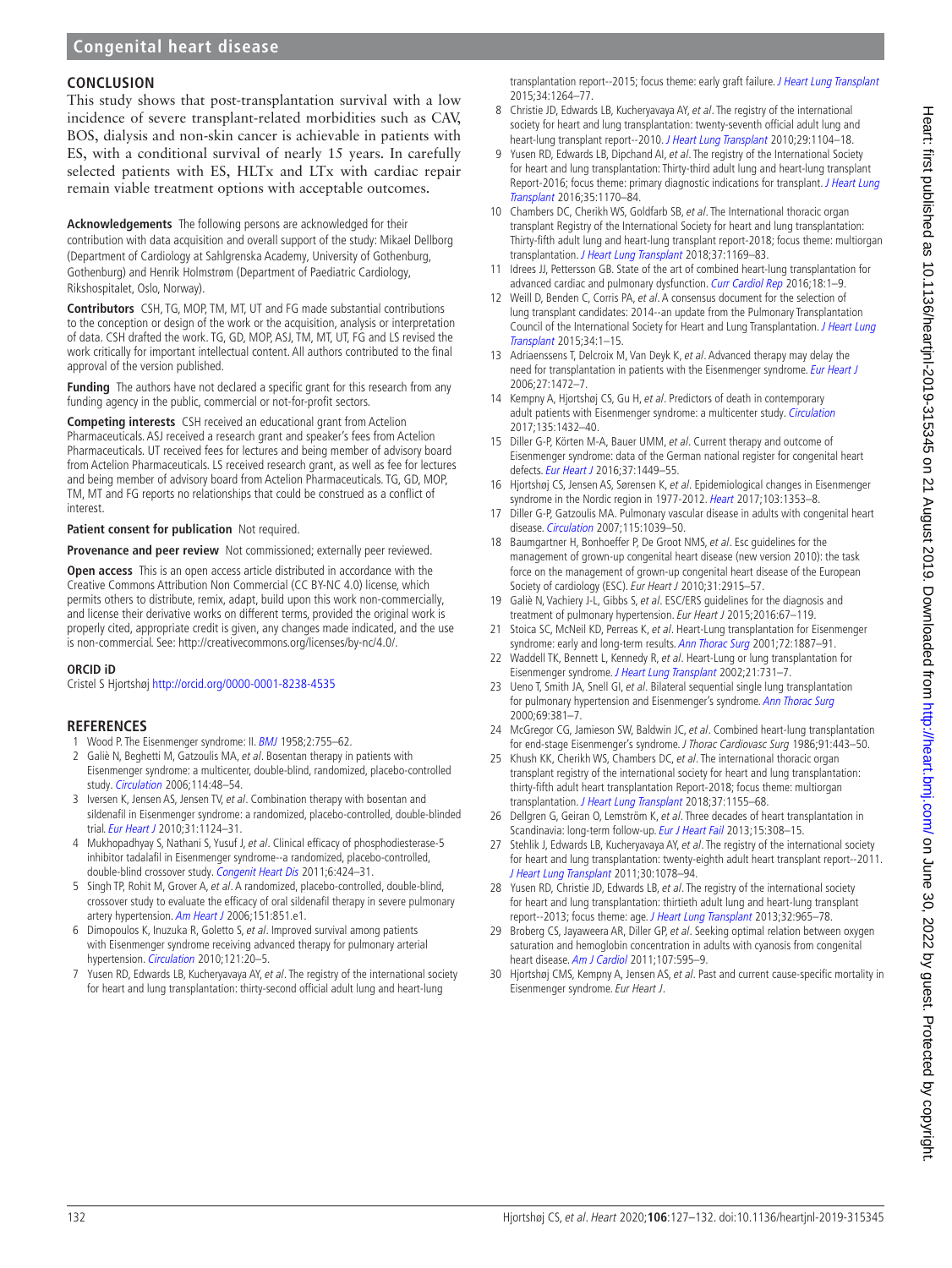## CONCLUSION

This study shows that post-transplantation survival with a low incidence of severe transplant-related morbidities such as CAV, BOS, dialysis and non-skin cancer is achievable in patients with ES, with a conditional survival of nearly 15 years. In carefully selected patients with ES, HLTx and LTx with cardiac repair remain viable treatment options with acceptable outcomes.

**Acknowledgements** The following persons are acknowledged for their contribution with data acquisition and overall support of the study: Mikael Dellborg (Department of Cardiology at Sahlgrenska Academy, University of Gothenburg, Gothenburg) and Henrik Holmstrøm (Department of Paediatric Cardiology, Rikshospitalet, Oslo, Norway).

**Contributors** CSH, TG, MOP, TM, MT, UT and FG made substantial contributions to the conception or design of the work or the acquisition, analysis or interpretation of data. CSH drafted the work. TG, GD, MOP, ASJ, TM, MT, UT, FG and LS revised the work critically for important intellectual content. All authors contributed to the final approval of the version published.

**Funding** The authors have not declared a specific grant for this research from any funding agency in the public, commercial or not-for-profit sectors.

**Competing interests** CSH received an educational grant from Actelion Pharmaceuticals. ASJ received a research grant and speaker's fees from Actelion Pharmaceuticals. UT received fees for lectures and being member of advisory board from Actelion Pharmaceuticals. LS received research grant, as well as fee for lectures and being member of advisory board from Actelion Pharmaceuticals. TG, GD, MOP, TM, MT and FG reports no relationships that could be construed as a conflict of interest.

**Patient consent for publication** Not required.

**Provenance and peer review** Not commissioned; externally peer reviewed.

**Open access** This is an open access article distributed in accordance with the Creative Commons Attribution Non Commercial (CC BY-NC 4.0) license, which permits others to distribute, remix, adapt, build upon this work non-commercially, and license their derivative works on different terms, provided the original work is properly cited, appropriate credit is given, any changes made indicated, and the use is non-commercial. See: http://creativecommons.org/licenses/by-nc/4.0/.

**ORCID iD**

Cristel S Hjortshøj http://orcid.org/0000-0001-8238-4535

## REFERENCES

1. Wood P. The Eisenmenger syndrome: II. *BMJ* 1958;2:755–62.
2. Galiè N, Beghetti M, Gatzoulis MA, *et al*. Bosentan therapy in patients with Eisenmenger syndrome: a multicenter, double-blind, randomized, placebo-controlled study. *Circulation* 2006;114:48–54.
3. Iversen K, Jensen AS, Jensen TV, *et al*. Combination therapy with bosentan and sildenafil in Eisenmenger syndrome: a randomized, placebo-controlled, double-blinded trial. *Eur Heart J* 2010;31:1124–31.
4. Mukhopadhyay S, Nathani S, Yusuf J, *et al*. Clinical efficacy of phosphodiesterase-5 inhibitor tadalafil in Eisenmenger syndrome--a randomized, placebo-controlled, double-blind crossover study. *Congenit Heart Dis* 2011;6:424–31.
5. Singh TP, Rohit M, Grover A, *et al*. A randomized, placebo-controlled, double-blind, crossover study to evaluate the efficacy of oral sildenafil therapy in severe pulmonary artery hypertension. *Am Heart J* 2006;151:851.e1.
6. Dimopoulos K, Inuzuka R, Goletto S, *et al*. Improved survival among patients with Eisenmenger syndrome receiving advanced therapy for pulmonary arterial hypertension. *Circulation* 2010;121:20–5.
7. Yusen RD, Edwards LB, Kucheryavaya AY, *et al*. The registry of the international society for heart and lung transplantation: thirty-second official adult lung and heart-lung transplantation report--2015; focus theme: early graft failure. *J Heart Lung Transplant* 2015;34:1264–77.
8. Christie JD, Edwards LB, Kucheryavaya AY, *et al*. The registry of the international society for heart and lung transplantation: twenty-seventh official adult lung and heart-lung transplant report--2010. *J Heart Lung Transplant* 2010;29:1104–18.
9. Yusen RD, Edwards LB, Dipchand AI, *et al*. The registry of the International Society for heart and lung transplantation: Thirty-third adult lung and heart-lung transplant Report-2016; focus theme: primary diagnostic indications for transplant. *J Heart Lung Transplant* 2016;35:1170–84.
10. Chambers DC, Cherikh WS, Goldfarb SB, *et al*. The International thoracic organ transplant Registry of the International Society for heart and lung transplantation: Thirty-fifth adult lung and heart-lung transplant report-2018; focus theme: multiorgan transplantation. *J Heart Lung Transplant* 2018;37:1169–83.
11. Idrees JJ, Pettersson GB. State of the art of combined heart-lung transplantation for advanced cardiac and pulmonary dysfunction. *Curr Cardiol Rep* 2016;18:1–9.
12. Weill D, Benden C, Corris PA, *et al*. A consensus document for the selection of lung transplant candidates: 2014--an update from the Pulmonary Transplantation Council of the International Society for Heart and Lung Transplantation. *J Heart Lung Transplant* 2015;34:1–15.
13. Adriaenssens T, Delcroix M, Van Deyk K, *et al*. Advanced therapy may delay the need for transplantation in patients with the Eisenmenger syndrome. *Eur Heart J* 2006;27:1472–7.
14. Kempny A, Hjortshøj CS, Gu H, *et al*. Predictors of death in contemporary adult patients with Eisenmenger syndrome: a multicenter study. *Circulation* 2017;135:1432–40.
15. Diller G-P, Körten M-A, Bauer UMM, *et al*. Current therapy and outcome of Eisenmenger syndrome: data of the German national register for congenital heart defects. *Eur Heart J* 2016;37:1449–55.
16. Hjortshøj CS, Jensen AS, Sørensen K, *et al*. Epidemiological changes in Eisenmenger syndrome in the Nordic region in 1977-2012. *Heart* 2017;103:1353–8.
17. Diller G-P, Gatzoulis MA. Pulmonary vascular disease in adults with congenital heart disease. *Circulation* 2007;115:1039–50.
18. Baumgartner H, Bonhoeffer P, De Groot NMS, *et al*. Esc guidelines for the management of grown-up congenital heart disease (new version 2010): the task force on the management of grown-up congenital heart disease of the European Society of cardiology (ESC). *Eur Heart J* 2010;31:2915–57.
19. Galiè N, Vachiery J-L, Gibbs S, *et al*. ESC/ERS guidelines for the diagnosis and treatment of pulmonary hypertension. *Eur Heart J* 2015;2016:67–119.
21. Stoica SC, McNeil KD, Perreas K, *et al*. Heart-Lung transplantation for Eisenmenger syndrome: early and long-term results. *Ann Thorac Surg* 2001;72:1887–91.
22. Waddell TK, Bennett L, Kennedy R, *et al*. Heart-Lung or lung transplantation for Eisenmenger syndrome. *J Heart Lung Transplant* 2002;21:731–7.
23. Ueno T, Smith JA, Snell GI, *et al*. Bilateral sequential single lung transplantation for pulmonary hypertension and Eisenmenger's syndrome. *Ann Thorac Surg* 2000;69:381–7.
24. McGregor CG, Jamieson SW, Baldwin JC, *et al*. Combined heart-lung transplantation for end-stage Eisenmenger's syndrome. *J Thorac Cardiovasc Surg* 1986;91:443–50.
25. Khush KK, Cherikh WS, Chambers DC, *et al*. The international thoracic organ transplant registry of the international society for heart and lung transplantation: thirty-fifth adult heart transplantation Report-2018; focus theme: multiorgan transplantation. *J Heart Lung Transplant* 2018;37:1155–68.
26. Dellgren G, Geiran O, Lemström K, *et al*. Three decades of heart transplantation in Scandinavia: long-term follow-up. *Eur J Heart Fail* 2013;15:308–15.
27. Stehlik J, Edwards LB, Kucheryavaya AY, *et al*. The registry of the international society for heart and lung transplantation: twenty-eighth adult heart transplant report--2011. *J Heart Lung Transplant* 2011;30:1078–94.
28. Yusen RD, Christie JD, Edwards LB, *et al*. The registry of the international society for heart and lung transplantation: thirtieth adult lung and heart-lung transplant report--2013; focus theme: age. *J Heart Lung Transplant* 2013;32:965–78.
29. Broberg CS, Jayaweera AR, Diller GP, *et al*. Seeking optimal relation between oxygen saturation and hemoglobin concentration in adults with cyanosis from congenital heart disease. *Am J Cardiol* 2011;107:595–9.
30. Hjortshøj CMS, Kempny A, Jensen AS, *et al*. Past and current cause-specific mortality in Eisenmenger syndrome. *Eur Heart J*.